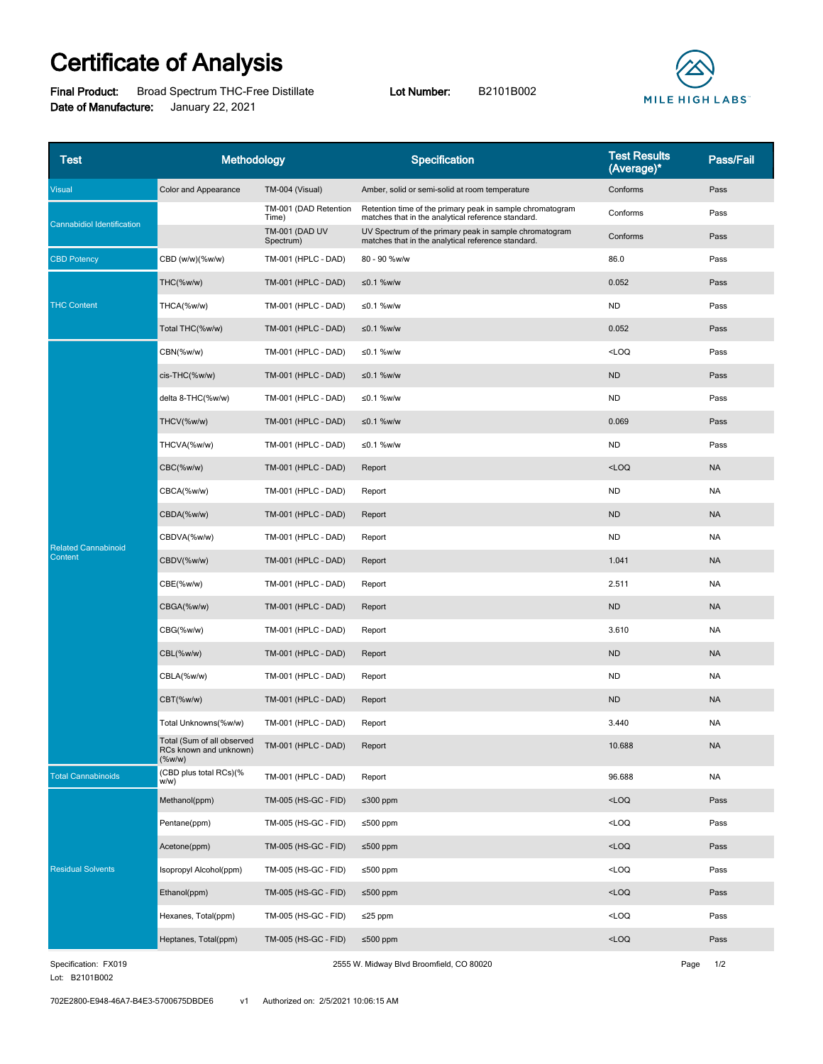# Certificate of Analysis

**Final Product:** Broad Spectrum THC-Free Distillate **Lot Number:** B2101B002
**Date of Manufacture:** January 22, 2021

MILE HIGH LABS™

| Test | Methodology | | Specification | Test Results (Average)* | Pass/Fail |
|---|---|---|---|---|---|
| Visual | Color and Appearance | TM-004 (Visual) | Amber, solid or semi-solid at room temperature | Conforms | Pass |
| Cannabidiol Identification | | TM-001 (DAD Retention Time) | Retention time of the primary peak in sample chromatogram matches that in the analytical reference standard. | Conforms | Pass |
| | | TM-001 (DAD UV Spectrum) | UV Spectrum of the primary peak in sample chromatogram matches that in the analytical reference standard. | Conforms | Pass |
| CBD Potency | CBD (w/w)(%w/w) | TM-001 (HPLC - DAD) | 80 - 90 %w/w | 86.0 | Pass |
| THC Content | THC(%w/w) | TM-001 (HPLC - DAD) | ≤0.1 %w/w | 0.052 | Pass |
| | THCA(%w/w) | TM-001 (HPLC - DAD) | ≤0.1 %w/w | ND | Pass |
| | Total THC(%w/w) | TM-001 (HPLC - DAD) | ≤0.1 %w/w | 0.052 | Pass |
| Related Cannabinoid Content | CBN(%w/w) | TM-001 (HPLC - DAD) | ≤0.1 %w/w | <LOQ | Pass |
| | cis-THC(%w/w) | TM-001 (HPLC - DAD) | ≤0.1 %w/w | ND | Pass |
| | delta 8-THC(%w/w) | TM-001 (HPLC - DAD) | ≤0.1 %w/w | ND | Pass |
| | THCV(%w/w) | TM-001 (HPLC - DAD) | ≤0.1 %w/w | 0.069 | Pass |
| | THCVA(%w/w) | TM-001 (HPLC - DAD) | ≤0.1 %w/w | ND | Pass |
| | CBC(%w/w) | TM-001 (HPLC - DAD) | Report | <LOQ | NA |
| | CBCA(%w/w) | TM-001 (HPLC - DAD) | Report | ND | NA |
| | CBDA(%w/w) | TM-001 (HPLC - DAD) | Report | ND | NA |
| | CBDVA(%w/w) | TM-001 (HPLC - DAD) | Report | ND | NA |
| | CBDV(%w/w) | TM-001 (HPLC - DAD) | Report | 1.041 | NA |
| | CBE(%w/w) | TM-001 (HPLC - DAD) | Report | 2.511 | NA |
| | CBGA(%w/w) | TM-001 (HPLC - DAD) | Report | ND | NA |
| | CBG(%w/w) | TM-001 (HPLC - DAD) | Report | 3.610 | NA |
| | CBL(%w/w) | TM-001 (HPLC - DAD) | Report | ND | NA |
| | CBLA(%w/w) | TM-001 (HPLC - DAD) | Report | ND | NA |
| | CBT(%w/w) | TM-001 (HPLC - DAD) | Report | ND | NA |
| | Total Unknowns(%w/w) | TM-001 (HPLC - DAD) | Report | 3.440 | NA |
| | Total (Sum of all observed RCs known and unknown)(%w/w) | TM-001 (HPLC - DAD) | Report | 10.688 | NA |
| Total Cannabinoids | (CBD plus total RCs)(%w/w) | TM-001 (HPLC - DAD) | Report | 96.688 | NA |
| Residual Solvents | Methanol(ppm) | TM-005 (HS-GC - FID) | ≤300 ppm | <LOQ | Pass |
| | Pentane(ppm) | TM-005 (HS-GC - FID) | ≤500 ppm | <LOQ | Pass |
| | Acetone(ppm) | TM-005 (HS-GC - FID) | ≤500 ppm | <LOQ | Pass |
| | Isopropyl Alcohol(ppm) | TM-005 (HS-GC - FID) | ≤500 ppm | <LOQ | Pass |
| | Ethanol(ppm) | TM-005 (HS-GC - FID) | ≤500 ppm | <LOQ | Pass |
| | Hexanes, Total(ppm) | TM-005 (HS-GC - FID) | ≤25 ppm | <LOQ | Pass |
| | Heptanes, Total(ppm) | TM-005 (HS-GC - FID) | ≤500 ppm | <LOQ | Pass |

Specification: FX019
Lot: B2101B002

2555 W. Midway Blvd Broomfield, CO 80020

702E2800-E948-46A7-B4E3-5700675DBDE6 v1 Authorized on: 2/5/2021 10:06:15 AM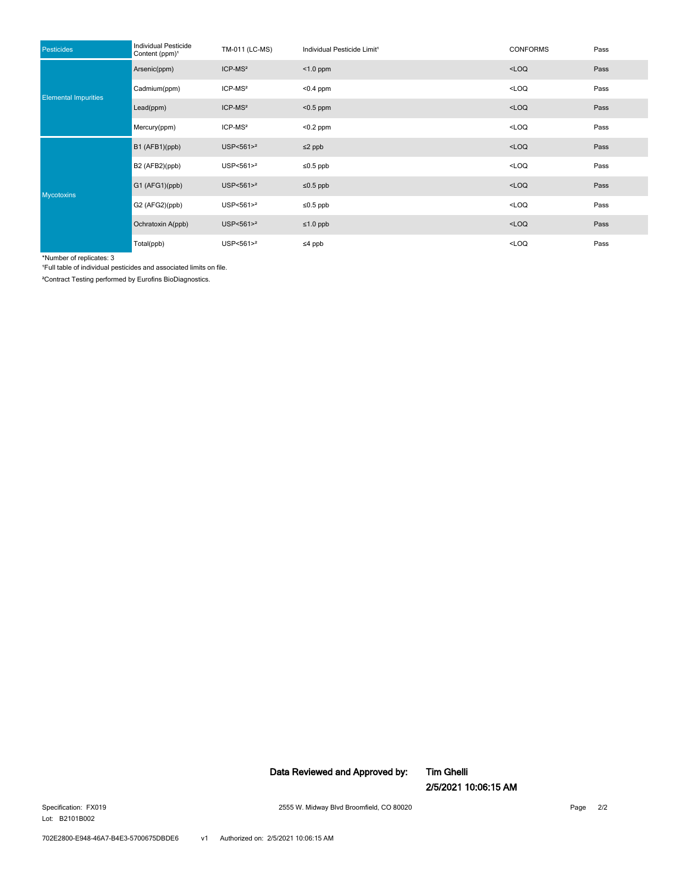| | | | | | |
|---|---|---|---|---|---|
| Pesticides | Individual Pesticide Content (ppm)[1] | TM-011 (LC-MS) | Individual Pesticide Limit[1] | CONFORMS | Pass |
| Elemental Impurities | Arsenic(ppm) | ICP-MS[2] | <1.0 ppm | <LOQ | Pass |
| | Cadmium(ppm) | ICP-MS[2] | <0.4 ppm | <LOQ | Pass |
| | Lead(ppm) | ICP-MS[2] | <0.5 ppm | <LOQ | Pass |
| | Mercury(ppm) | ICP-MS[2] | <0.2 ppm | <LOQ | Pass |
| Mycotoxins | B1 (AFB1)(ppb) | USP<561>[2] | ≤2 ppb | <LOQ | Pass |
| | B2 (AFB2)(ppb) | USP<561>[2] | ≤0.5 ppb | <LOQ | Pass |
| | G1 (AFG1)(ppb) | USP<561>[2] | ≤0.5 ppb | <LOQ | Pass |
| | G2 (AFG2)(ppb) | USP<561>[2] | ≤0.5 ppb | <LOQ | Pass |
| | Ochratoxin A(ppb) | USP<561>[2] | ≤1.0 ppb | <LOQ | Pass |
| | Total(ppb) | USP<561>[2] | ≤4 ppb | <LOQ | Pass |

*Number of replicates: 3

[1]Full table of individual pesticides and associated limits on file.

[2]Contract Testing performed by Eurofins BioDiagnostics.

**Data Reviewed and Approved by:** **Tim Ghelli**

**2/5/2021 10:06:15 AM**

Specification: FX019

Lot: B2101B002

2555 W. Midway Blvd Broomfield, CO 80020

702E2800-E948-46A7-B4E3-5700675DBDE6 v1 Authorized on: 2/5/2021 10:06:15 AM